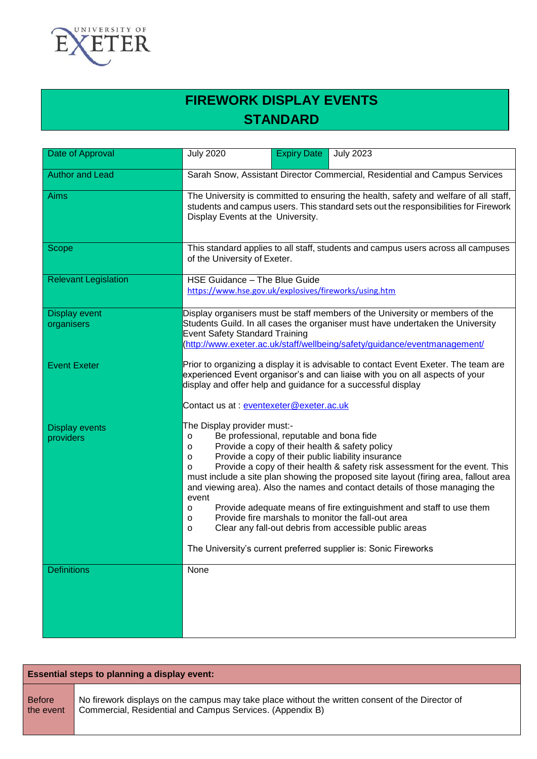# FIREWORK DISPLAY EVENTS STANDARD

| | | | |
|---|---|---|---|
| Date of Approval | July 2020 | Expiry Date | July 2023 |
| Author and Lead | Sarah Snow, Assistant Director Commercial, Residential and Campus Services | | |
| Aims | The University is committed to ensuring the health, safety and welfare of all staff, students and campus users. This standard sets out the responsibilities for Firework Display Events at the University. | | |
| Scope | This standard applies to all staff, students and campus users across all campuses of the University of Exeter. | | |
| Relevant Legislation | HSE Guidance – The Blue Guide https://www.hse.gov.uk/explosives/fireworks/using.htm | | |
| Display event organisers | Display organisers must be staff members of the University or members of the Students Guild. In all cases the organiser must have undertaken the University Event Safety Standard Training (http://www.exeter.ac.uk/staff/wellbeing/safety/guidance/eventmanagement/ | | |
| Event Exeter | Prior to organizing a display it is advisable to contact Event Exeter. The team are experienced Event organisor's and can liaise with you on all aspects of your display and offer help and guidance for a successful display<br><br>Contact us at : eventexeter@exeter.ac.uk | | |
| Display events providers | The Display provider must:-<br>o Be professional, reputable and bona fide<br>o Provide a copy of their health & safety policy<br>o Provide a copy of their public liability insurance<br>o Provide a copy of their health & safety risk assessment for the event. This must include a site plan showing the proposed site layout (firing area, fallout area and viewing area). Also the names and contact details of those managing the event<br>o Provide adequate means of fire extinguishment and staff to use them<br>o Provide fire marshals to monitor the fall-out area<br>o Clear any fall-out debris from accessible public areas<br><br>The University's current preferred supplier is: Sonic Fireworks | | |
| Definitions | None | | |

| **Essential steps to planning a display event:** | |
|---|---|
| Before the event | No firework displays on the campus may take place without the written consent of the Director of Commercial, Residential and Campus Services. (Appendix B) |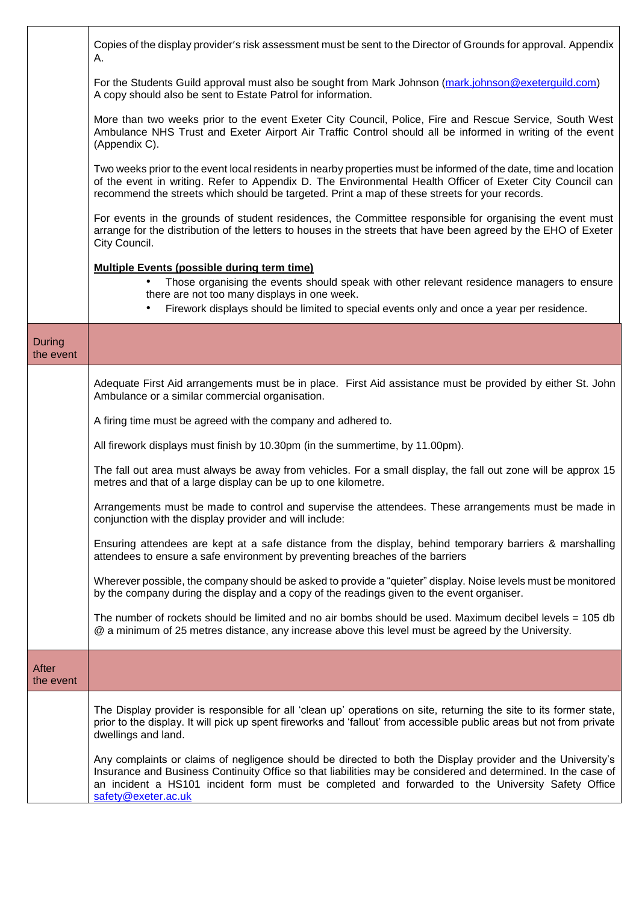|  |  |
|---|---|
|  | Copies of the display provider's risk assessment must be sent to the Director of Grounds for approval. Appendix A.<br><br>For the Students Guild approval must also be sought from Mark Johnson (mark.johnson@exeterguild.com) A copy should also be sent to Estate Patrol for information.<br><br>More than two weeks prior to the event Exeter City Council, Police, Fire and Rescue Service, South West Ambulance NHS Trust and Exeter Airport Air Traffic Control should all be informed in writing of the event (Appendix C).<br><br>Two weeks prior to the event local residents in nearby properties must be informed of the date, time and location of the event in writing. Refer to Appendix D. The Environmental Health Officer of Exeter City Council can recommend the streets which should be targeted. Print a map of these streets for your records.<br><br>For events in the grounds of student residences, the Committee responsible for organising the event must arrange for the distribution of the letters to houses in the streets that have been agreed by the EHO of Exeter City Council.<br><br>**Multiple Events (possible during term time)**<br>• Those organising the events should speak with other relevant residence managers to ensure there are not too many displays in one week.<br>• Firework displays should be limited to special events only and once a year per residence. |
| During the event |  |
|  | Adequate First Aid arrangements must be in place. First Aid assistance must be provided by either St. John Ambulance or a similar commercial organisation.<br><br>A firing time must be agreed with the company and adhered to.<br><br>All firework displays must finish by 10.30pm (in the summertime, by 11.00pm).<br><br>The fall out area must always be away from vehicles. For a small display, the fall out zone will be approx 15 metres and that of a large display can be up to one kilometre.<br><br>Arrangements must be made to control and supervise the attendees. These arrangements must be made in conjunction with the display provider and will include:<br><br>Ensuring attendees are kept at a safe distance from the display, behind temporary barriers & marshalling attendees to ensure a safe environment by preventing breaches of the barriers<br><br>Wherever possible, the company should be asked to provide a "quieter" display. Noise levels must be monitored by the company during the display and a copy of the readings given to the event organiser.<br><br>The number of rockets should be limited and no air bombs should be used. Maximum decibel levels = 105 db @ a minimum of 25 metres distance, any increase above this level must be agreed by the University. |
| After the event |  |
|  | The Display provider is responsible for all 'clean up' operations on site, returning the site to its former state, prior to the display. It will pick up spent fireworks and 'fallout' from accessible public areas but not from private dwellings and land.<br><br>Any complaints or claims of negligence should be directed to both the Display provider and the University's Insurance and Business Continuity Office so that liabilities may be considered and determined. In the case of an incident a HS101 incident form must be completed and forwarded to the University Safety Office safety@exeter.ac.uk |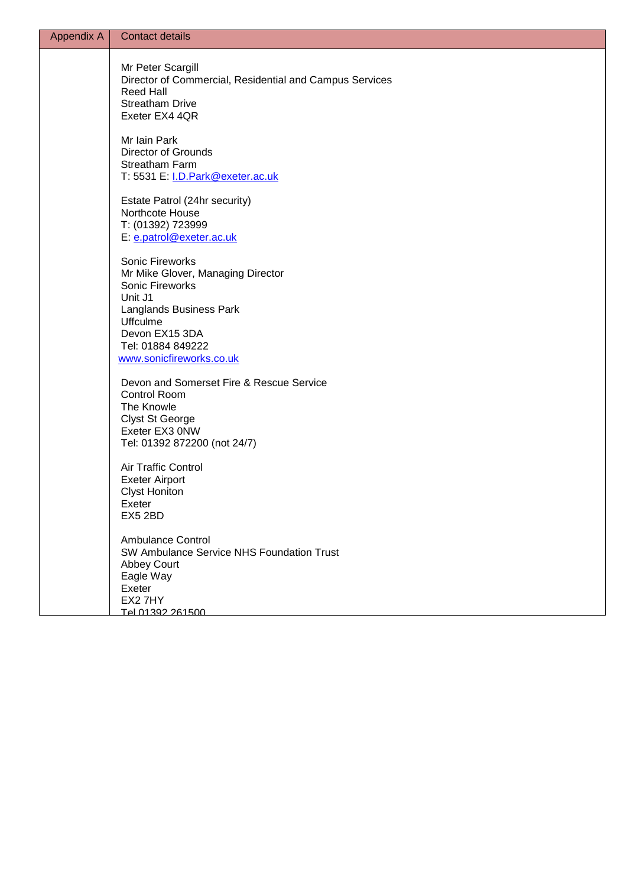| Appendix A | Contact details |
| --- | --- |
| | Mr Peter Scargill<br>Director of Commercial, Residential and Campus Services<br>Reed Hall<br>Streatham Drive<br>Exeter EX4 4QR<br><br>Mr Iain Park<br>Director of Grounds<br>Streatham Farm<br>T: 5531 E: I.D.Park@exeter.ac.uk<br><br>Estate Patrol (24hr security)<br>Northcote House<br>T: (01392) 723999<br>E: e.patrol@exeter.ac.uk<br><br>Sonic Fireworks<br>Mr Mike Glover, Managing Director<br>Sonic Fireworks<br>Unit J1<br>Langlands Business Park<br>Uffculme<br>Devon EX15 3DA<br>Tel: 01884 849222<br>www.sonicfireworks.co.uk<br><br>Devon and Somerset Fire & Rescue Service<br>Control Room<br>The Knowle<br>Clyst St George<br>Exeter EX3 0NW<br>Tel: 01392 872200 (not 24/7)<br><br>Air Traffic Control<br>Exeter Airport<br>Clyst Honiton<br>Exeter<br>EX5 2BD<br><br>Ambulance Control<br>SW Ambulance Service NHS Foundation Trust<br>Abbey Court<br>Eagle Way<br>Exeter<br>EX2 7HY<br>Tel 01392 261500 |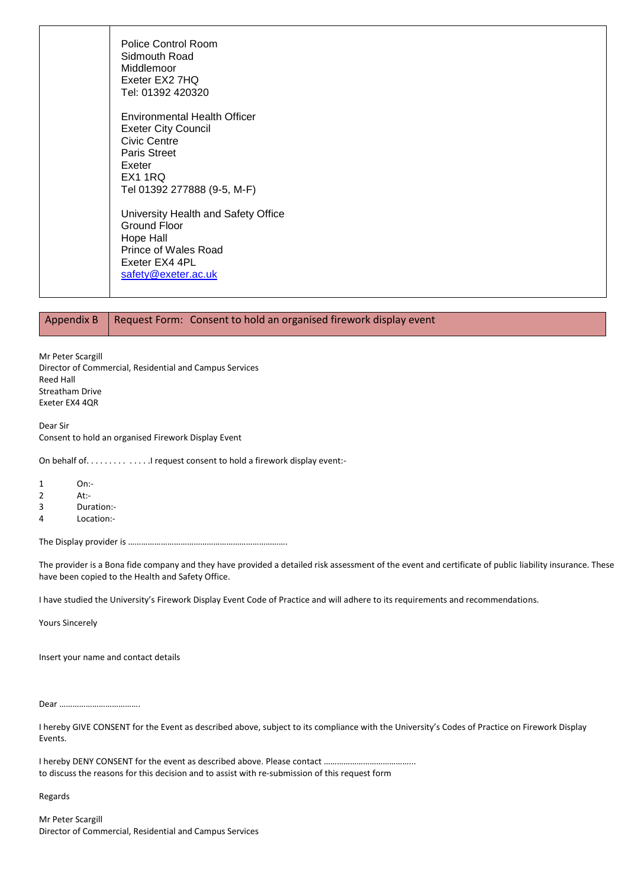| | Police Control Room<br>Sidmouth Road<br>Middlemoor<br>Exeter EX2 7HQ<br>Tel: 01392 420320<br><br>Environmental Health Officer<br>Exeter City Council<br>Civic Centre<br>Paris Street<br>Exeter<br>EX1 1RQ<br>Tel 01392 277888 (9-5, M-F)<br><br>University Health and Safety Office<br>Ground Floor<br>Hope Hall<br>Prince of Wales Road<br>Exeter EX4 4PL<br>safety@exeter.ac.uk |
|---|---|

| Appendix B | Request Form: Consent to hold an organised firework display event |
|---|---|

Mr Peter Scargill
Director of Commercial, Residential and Campus Services
Reed Hall
Streatham Drive
Exeter EX4 4QR

Dear Sir
Consent to hold an organised Firework Display Event

On behalf of. . . . . . . . . . . . . . .I request consent to hold a firework display event:-

1 On:-
2 At:-
3 Duration:-
4 Location:-

The Display provider is ………………………………………………………………

The provider is a Bona fide company and they have provided a detailed risk assessment of the event and certificate of public liability insurance. These have been copied to the Health and Safety Office.

I have studied the University's Firework Display Event Code of Practice and will adhere to its requirements and recommendations.

Yours Sincerely

Insert your name and contact details

Dear ……………………………….

I hereby GIVE CONSENT for the Event as described above, subject to its compliance with the University's Codes of Practice on Firework Display Events.

I hereby DENY CONSENT for the event as described above. Please contact …………………………………..
to discuss the reasons for this decision and to assist with re-submission of this request form

Regards

Mr Peter Scargill
Director of Commercial, Residential and Campus Services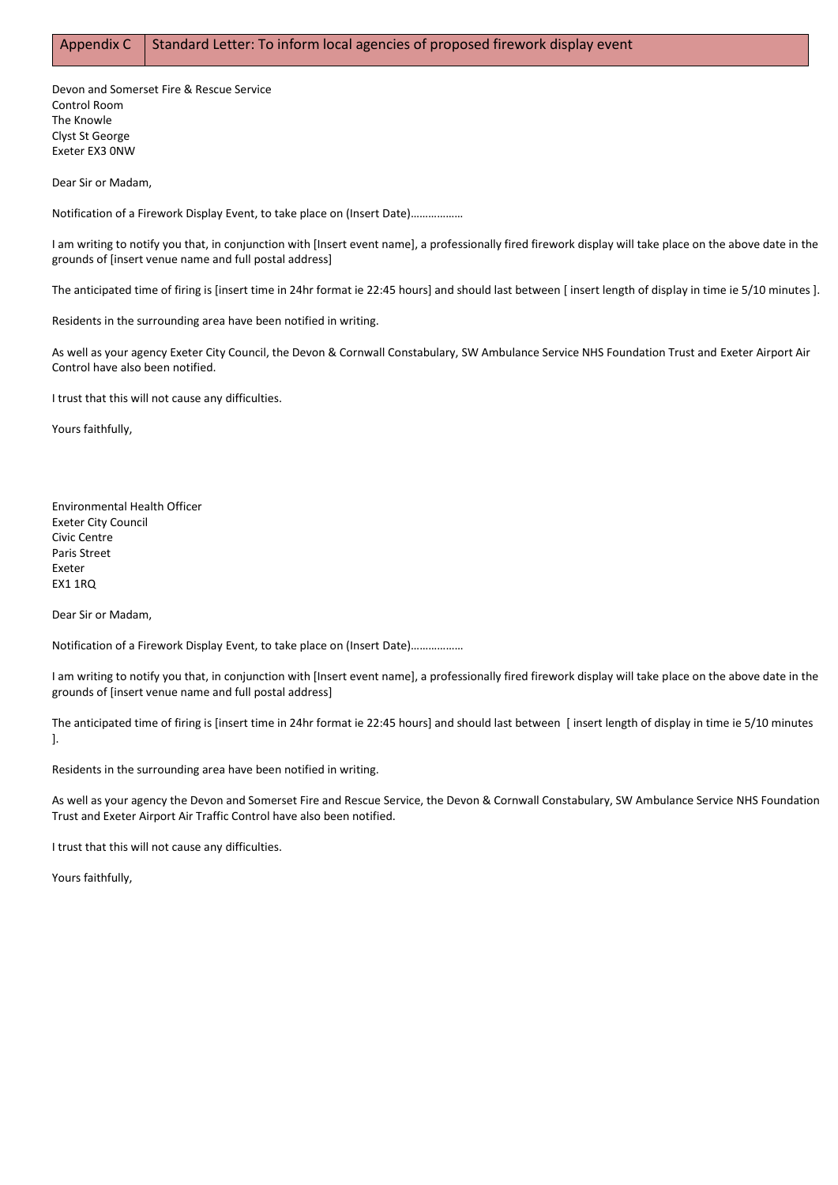| Appendix C | Standard Letter: To inform local agencies of proposed firework display event |
|---|---|

Devon and Somerset Fire & Rescue Service
Control Room
The Knowle
Clyst St George
Exeter EX3 0NW

Dear Sir or Madam,

Notification of a Firework Display Event, to take place on (Insert Date)………………

I am writing to notify you that, in conjunction with [Insert event name], a professionally fired firework display will take place on the above date in the grounds of [insert venue name and full postal address]

The anticipated time of firing is [insert time in 24hr format ie 22:45 hours] and should last between [ insert length of display in time ie 5/10 minutes ].

Residents in the surrounding area have been notified in writing.

As well as your agency Exeter City Council, the Devon & Cornwall Constabulary, SW Ambulance Service NHS Foundation Trust and Exeter Airport Air Control have also been notified.

I trust that this will not cause any difficulties.

Yours faithfully,

Environmental Health Officer
Exeter City Council
Civic Centre
Paris Street
Exeter
EX1 1RQ

Dear Sir or Madam,

Notification of a Firework Display Event, to take place on (Insert Date)………………

I am writing to notify you that, in conjunction with [Insert event name], a professionally fired firework display will take place on the above date in the grounds of [insert venue name and full postal address]

The anticipated time of firing is [insert time in 24hr format ie 22:45 hours] and should last between [ insert length of display in time ie 5/10 minutes ].

Residents in the surrounding area have been notified in writing.

As well as your agency the Devon and Somerset Fire and Rescue Service, the Devon & Cornwall Constabulary, SW Ambulance Service NHS Foundation Trust and Exeter Airport Air Traffic Control have also been notified.

I trust that this will not cause any difficulties.

Yours faithfully,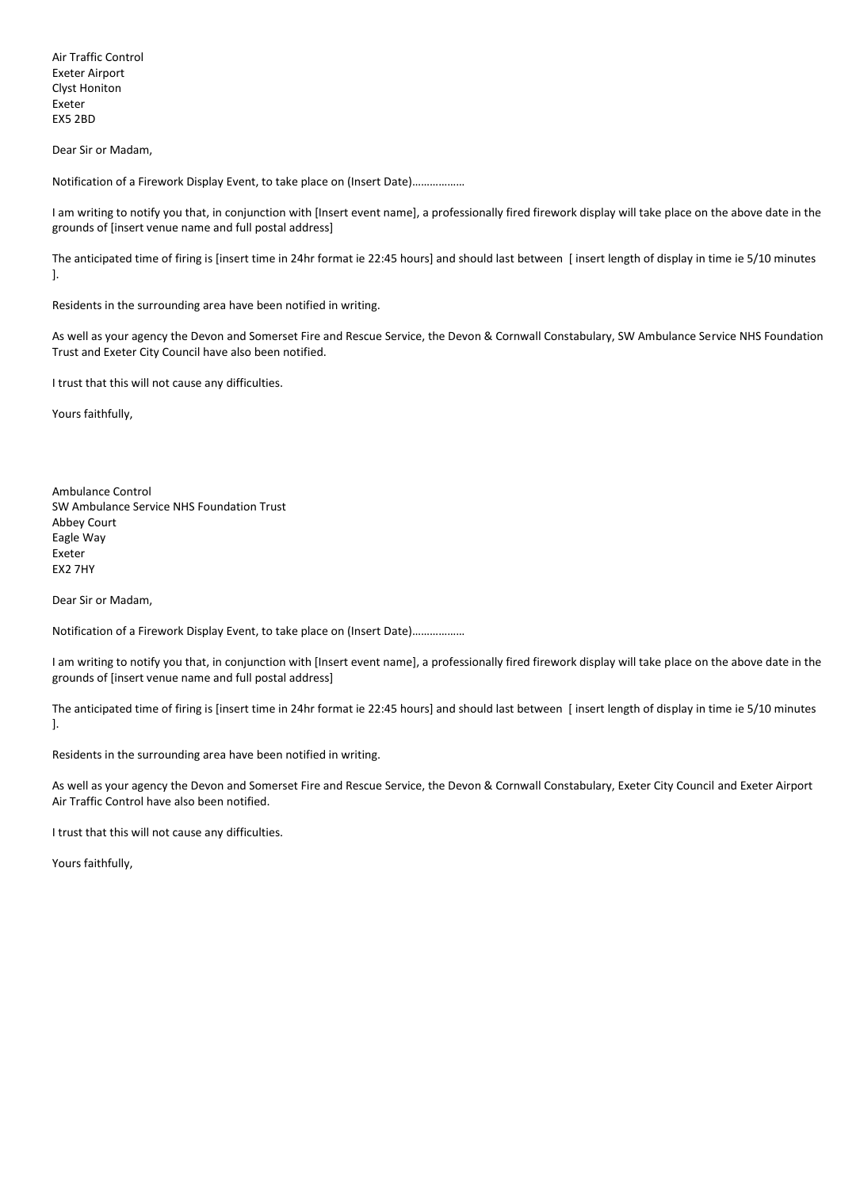Air Traffic Control
Exeter Airport
Clyst Honiton
Exeter
EX5 2BD

Dear Sir or Madam,

Notification of a Firework Display Event, to take place on (Insert Date)………………

I am writing to notify you that, in conjunction with [Insert event name], a professionally fired firework display will take place on the above date in the grounds of [insert venue name and full postal address]

The anticipated time of firing is [insert time in 24hr format ie 22:45 hours] and should last between [ insert length of display in time ie 5/10 minutes ].

Residents in the surrounding area have been notified in writing.

As well as your agency the Devon and Somerset Fire and Rescue Service, the Devon & Cornwall Constabulary, SW Ambulance Service NHS Foundation Trust and Exeter City Council have also been notified.

I trust that this will not cause any difficulties.

Yours faithfully,

Ambulance Control
SW Ambulance Service NHS Foundation Trust
Abbey Court
Eagle Way
Exeter
EX2 7HY

Dear Sir or Madam,

Notification of a Firework Display Event, to take place on (Insert Date)………………

I am writing to notify you that, in conjunction with [Insert event name], a professionally fired firework display will take place on the above date in the grounds of [insert venue name and full postal address]

The anticipated time of firing is [insert time in 24hr format ie 22:45 hours] and should last between [ insert length of display in time ie 5/10 minutes ].

Residents in the surrounding area have been notified in writing.

As well as your agency the Devon and Somerset Fire and Rescue Service, the Devon & Cornwall Constabulary, Exeter City Council and Exeter Airport Air Traffic Control have also been notified.

I trust that this will not cause any difficulties.

Yours faithfully,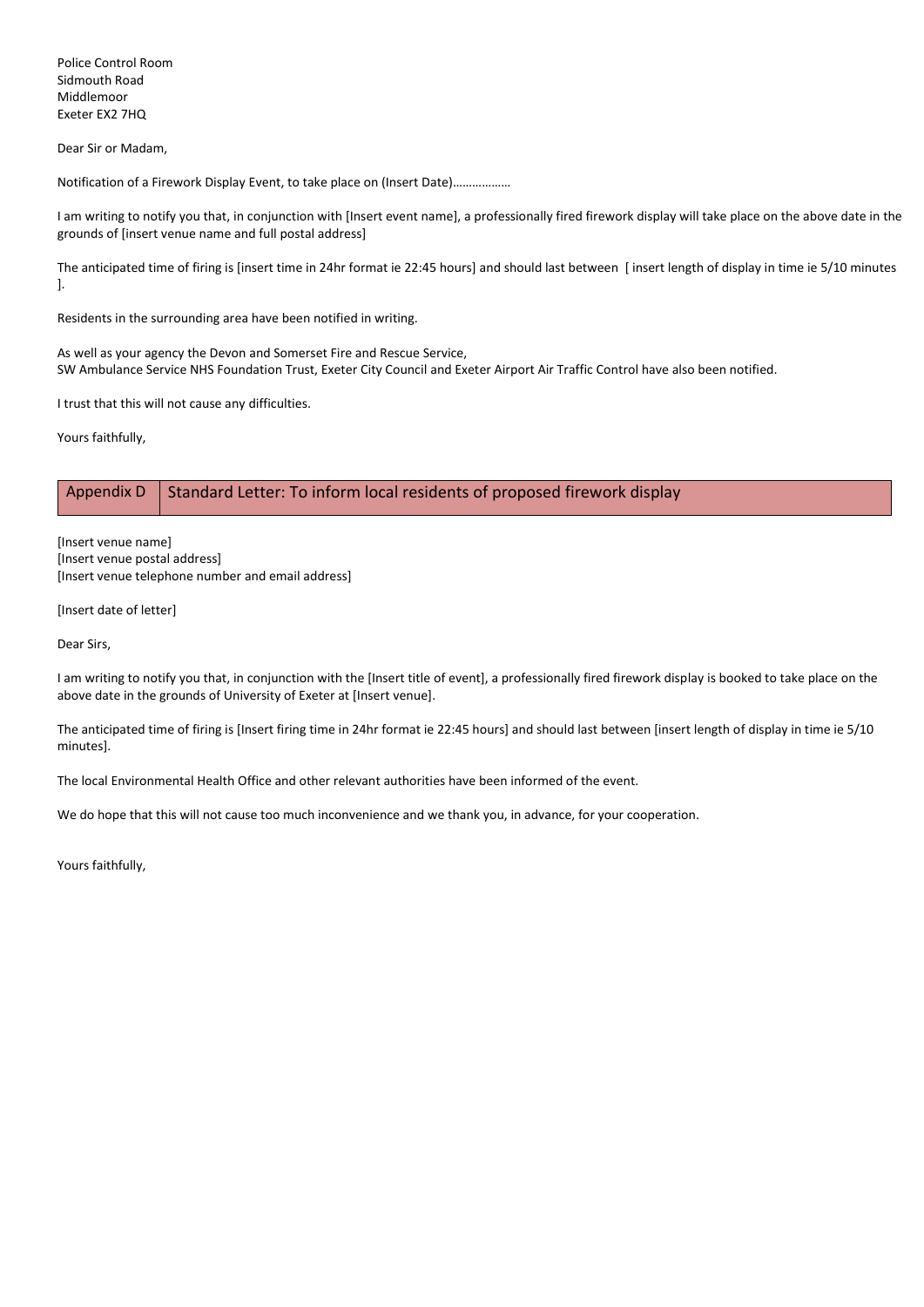Police Control Room
Sidmouth Road
Middlemoor
Exeter EX2 7HQ

Dear Sir or Madam,

Notification of a Firework Display Event, to take place on (Insert Date)………………

I am writing to notify you that, in conjunction with [Insert event name], a professionally fired firework display will take place on the above date in the grounds of [insert venue name and full postal address]

The anticipated time of firing is [insert time in 24hr format ie 22:45 hours] and should last between [ insert length of display in time ie 5/10 minutes ].

Residents in the surrounding area have been notified in writing.

As well as your agency the Devon and Somerset Fire and Rescue Service,
SW Ambulance Service NHS Foundation Trust, Exeter City Council and Exeter Airport Air Traffic Control have also been notified.

I trust that this will not cause any difficulties.

Yours faithfully,

| Appendix D | Standard Letter: To inform local residents of proposed firework display |
|---|---|

[Insert venue name]
[Insert venue postal address]
[Insert venue telephone number and email address]

[Insert date of letter]

Dear Sirs,

I am writing to notify you that, in conjunction with the [Insert title of event], a professionally fired firework display is booked to take place on the above date in the grounds of University of Exeter at [Insert venue].

The anticipated time of firing is [Insert firing time in 24hr format ie 22:45 hours] and should last between [insert length of display in time ie 5/10 minutes].

The local Environmental Health Office and other relevant authorities have been informed of the event.

We do hope that this will not cause too much inconvenience and we thank you, in advance, for your cooperation.

Yours faithfully,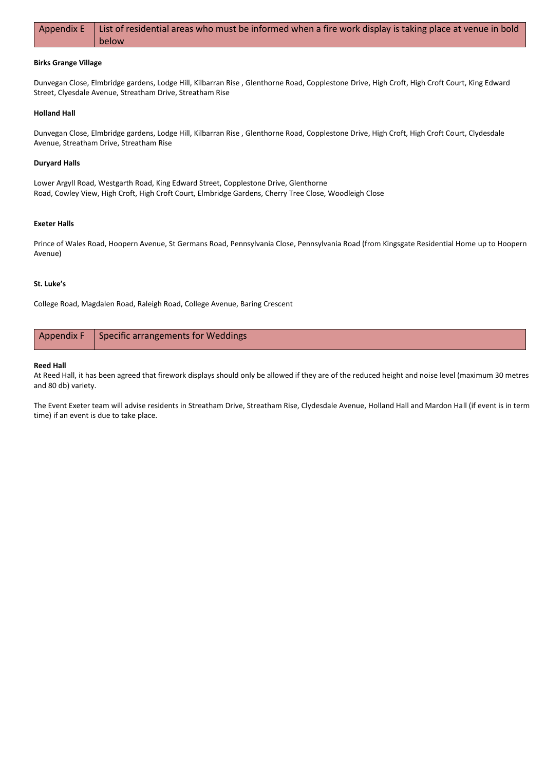| Appendix E | List of residential areas who must be informed when a fire work display is taking place at venue in bold below |
|---|---|

**Birks Grange Village**

Dunvegan Close, Elmbridge gardens, Lodge Hill, Kilbarran Rise , Glenthorne Road, Copplestone Drive, High Croft, High Croft Court, King Edward Street, Clyesdale Avenue, Streatham Drive, Streatham Rise

**Holland Hall**

Dunvegan Close, Elmbridge gardens, Lodge Hill, Kilbarran Rise , Glenthorne Road, Copplestone Drive, High Croft, High Croft Court, Clydesdale Avenue, Streatham Drive, Streatham Rise

**Duryard Halls**

Lower Argyll Road, Westgarth Road, King Edward Street, Copplestone Drive, Glenthorne Road, Cowley View, High Croft, High Croft Court, Elmbridge Gardens, Cherry Tree Close, Woodleigh Close

**Exeter Halls**

Prince of Wales Road, Hoopern Avenue, St Germans Road, Pennsylvania Close, Pennsylvania Road (from Kingsgate Residential Home up to Hoopern Avenue)

**St. Luke's**

College Road, Magdalen Road, Raleigh Road, College Avenue, Baring Crescent

| Appendix F | Specific arrangements for Weddings |
|---|---|

**Reed Hall**

At Reed Hall, it has been agreed that firework displays should only be allowed if they are of the reduced height and noise level (maximum 30 metres and 80 db) variety.

The Event Exeter team will advise residents in Streatham Drive, Streatham Rise, Clydesdale Avenue, Holland Hall and Mardon Hall (if event is in term time) if an event is due to take place.